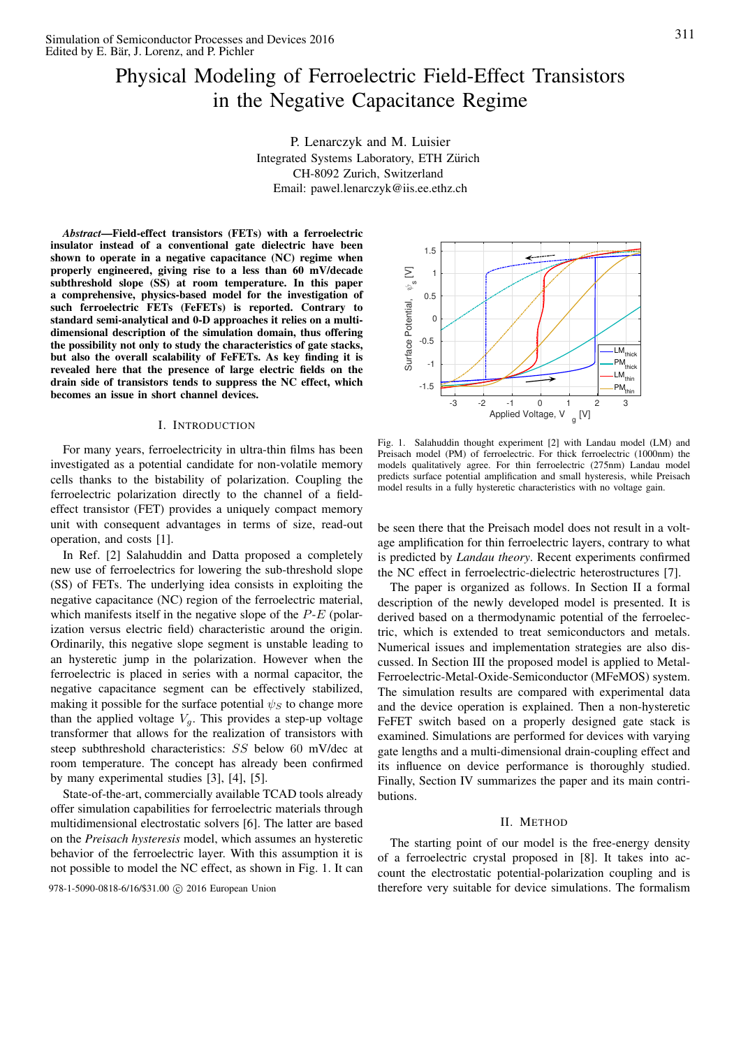# Physical Modeling of Ferroelectric Field-Effect Transistors in the Negative Capacitance Regime

P. Lenarczyk and M. Luisier
Integrated Systems Laboratory, ETH Zürich
CH-8092 Zurich, Switzerland
Email: pawel.lenarczyk@iis.ee.ethz.ch

***Abstract*—Field-effect transistors (FETs) with a ferroelectric insulator instead of a conventional gate dielectric have been shown to operate in a negative capacitance (NC) regime when properly engineered, giving rise to a less than 60 mV/decade subthreshold slope (SS) at room temperature. In this paper a comprehensive, physics-based model for the investigation of such ferroelectric FETs (FeFETs) is reported. Contrary to standard semi-analytical and 0-D approaches it relies on a multi-dimensional description of the simulation domain, thus offering the possibility not only to study the characteristics of gate stacks, but also the overall scalability of FeFETs. As key finding it is revealed here that the presence of large electric fields on the drain side of transistors tends to suppress the NC effect, which becomes an issue in short channel devices.**

## I. Introduction

For many years, ferroelectricity in ultra-thin films has been investigated as a potential candidate for non-volatile memory cells thanks to the bistability of polarization. Coupling the ferroelectric polarization directly to the channel of a field-effect transistor (FET) provides a uniquely compact memory unit with consequent advantages in terms of size, read-out operation, and costs [1].

In Ref. [2] Salahuddin and Datta proposed a completely new use of ferroelectrics for lowering the sub-threshold slope (SS) of FETs. The underlying idea consists in exploiting the negative capacitance (NC) region of the ferroelectric material, which manifests itself in the negative slope of the $P$-$E$ (polarization versus electric field) characteristic around the origin. Ordinarily, this negative slope segment is unstable leading to an hysteretic jump in the polarization. However when the ferroelectric is placed in series with a normal capacitor, the negative capacitance segment can be effectively stabilized, making it possible for the surface potential $\psi_S$ to change more than the applied voltage $V_g$. This provides a step-up voltage transformer that allows for the realization of transistors with steep subthreshold characteristics: $SS$ below 60 mV/dec at room temperature. The concept has already been confirmed by many experimental studies [3], [4], [5].

State-of-the-art, commercially available TCAD tools already offer simulation capabilities for ferroelectric materials through multidimensional electrostatic solvers [6]. The latter are based on the *Preisach hysteresis* model, which assumes an hysteretic behavior of the ferroelectric layer. With this assumption it is not possible to model the NC effect, as shown in Fig. 1. It can be seen there that the Preisach model does not result in a voltage amplification for thin ferroelectric layers, contrary to what is predicted by *Landau theory*. Recent experiments confirmed the NC effect in ferroelectric-dielectric heterostructures [7].

Fig. 1. Salahuddin thought experiment [2] with Landau model (LM) and Preisach model (PM) of ferroelectric. For thick ferroelectric (1000nm) the models qualitatively agree. For thin ferroelectric (275nm) Landau model predicts surface potential amplification and small hysteresis, while Preisach model results in a fully hysteretic characteristics with no voltage gain.

The paper is organized as follows. In Section II a formal description of the newly developed model is presented. It is derived based on a thermodynamic potential of the ferroelectric, which is extended to treat semiconductors and metals. Numerical issues and implementation strategies are also discussed. In Section III the proposed model is applied to Metal-Ferroelectric-Metal-Oxide-Semiconductor (MFeMOS) system. The simulation results are compared with experimental data and the device operation is explained. Then a non-hysteretic FeFET switch based on a properly designed gate stack is examined. Simulations are performed for devices with varying gate lengths and a multi-dimensional drain-coupling effect and its influence on device performance is thoroughly studied. Finally, Section IV summarizes the paper and its main contributions.

## II. Method

The starting point of our model is the free-energy density of a ferroelectric crystal proposed in [8]. It takes into account the electrostatic potential-polarization coupling and is therefore very suitable for device simulations. The formalism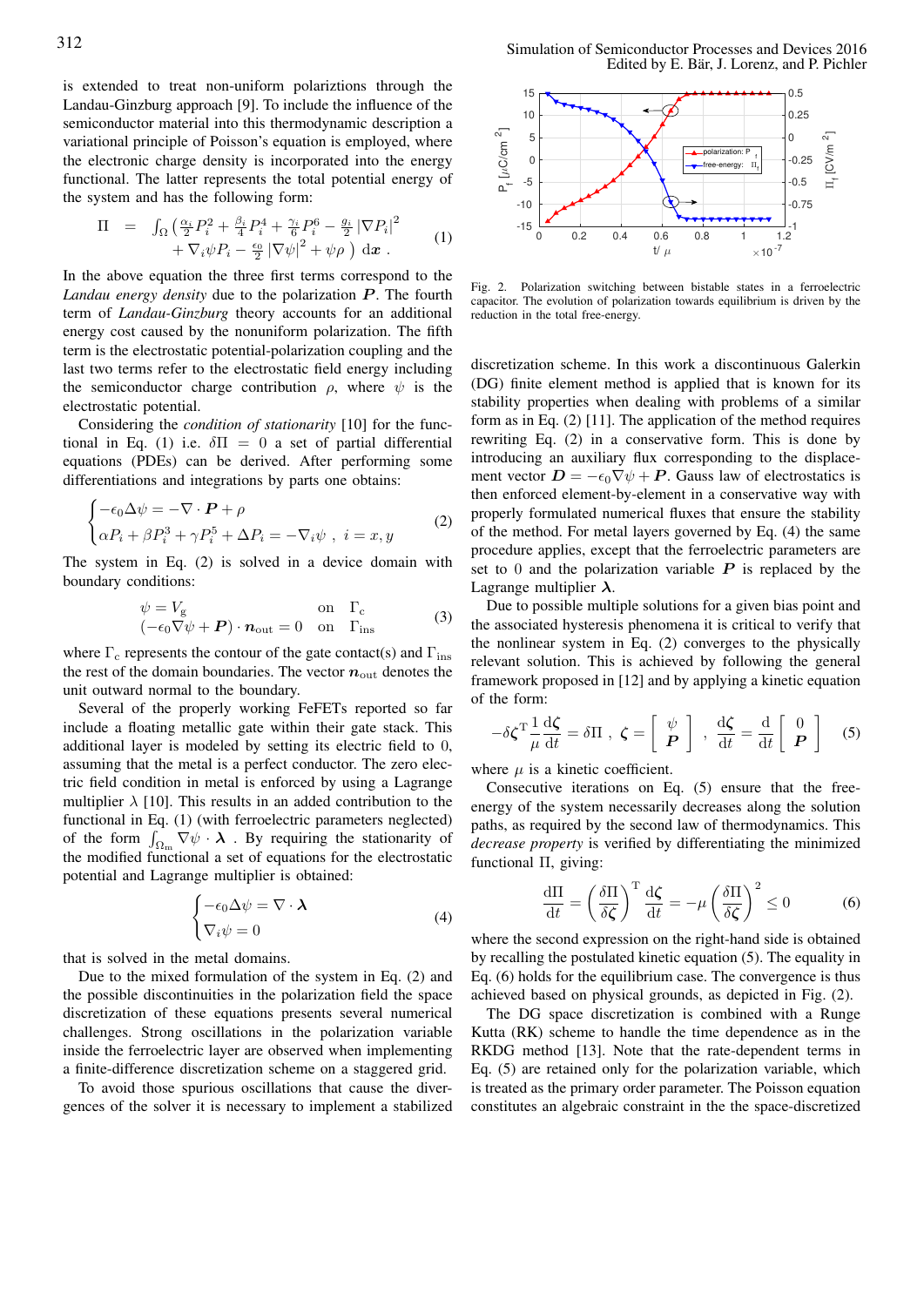is extended to treat non-uniform polariztions through the Landau-Ginzburg approach [9]. To include the influence of the semiconductor material into this thermodynamic description a variational principle of Poisson's equation is employed, where the electronic charge density is incorporated into the energy functional. The latter represents the total potential energy of the system and has the following form:

$$\Pi \;=\; \int_{\Omega} \Big( \tfrac{\alpha_i}{2} P_i^2 + \tfrac{\beta_i}{4} P_i^4 + \tfrac{\gamma_i}{6} P_i^6 - \tfrac{g_i}{2} \left|\nabla P_i\right|^2 + \nabla_i \psi P_i - \tfrac{\epsilon_0}{2} \left|\nabla \psi\right|^2 + \psi \rho \;\Big) \; \mathrm{d}\boldsymbol{x} \; . \tag{1}$$

In the above equation the three first terms correspond to the *Landau energy density* due to the polarization $\boldsymbol{P}$. The fourth term of *Landau-Ginzburg* theory accounts for an additional energy cost caused by the nonuniform polarization. The fifth term is the electrostatic potential-polarization coupling and the last two terms refer to the electrostatic field energy including the semiconductor charge contribution $\rho$, where $\psi$ is the electrostatic potential.

Considering the *condition of stationarity* [10] for the functional in Eq. (1) i.e. $\delta\Pi = 0$ a set of partial differential equations (PDEs) can be derived. After performing some differentiations and integrations by parts one obtains:

$$\begin{cases} -\epsilon_0 \Delta \psi = -\nabla \cdot \boldsymbol{P} + \rho \\ \alpha P_i + \beta P_i^3 + \gamma P_i^5 + \Delta P_i = -\nabla_i \psi \;,\; i = x, y \end{cases} \tag{2}$$

The system in Eq. (2) is solved in a device domain with boundary conditions:

$$\begin{array}{lll} \psi = V_{\mathrm{g}} & \text{on} & \Gamma_{\mathrm{c}} \\ (-\epsilon_0 \nabla \psi + \boldsymbol{P}) \cdot \boldsymbol{n}_{\mathrm{out}} = 0 & \text{on} & \Gamma_{\mathrm{ins}} \end{array} \tag{3}$$

where $\Gamma_{\mathrm{c}}$ represents the contour of the gate contact(s) and $\Gamma_{\mathrm{ins}}$ the rest of the domain boundaries. The vector $\boldsymbol{n}_{\mathrm{out}}$ denotes the unit outward normal to the boundary.

Several of the properly working FeFETs reported so far include a floating metallic gate within their gate stack. This additional layer is modeled by setting its electric field to 0, assuming that the metal is a perfect conductor. The zero electric field condition in metal is enforced by using a Lagrange multiplier $\lambda$ [10]. This results in an added contribution to the functional in Eq. (1) (with ferroelectric parameters neglected) of the form $\int_{\Omega_{\mathrm{m}}} \nabla \psi \cdot \boldsymbol{\lambda}$ . By requiring the stationarity of the modified functional a set of equations for the electrostatic potential and Lagrange multiplier is obtained:

$$\begin{cases} -\epsilon_0 \Delta \psi = \nabla \cdot \boldsymbol{\lambda} \\ \nabla_i \psi = 0 \end{cases} \tag{4}$$

that is solved in the metal domains.

Due to the mixed formulation of the system in Eq. (2) and the possible discontinuities in the polarization field the space discretization of these equations presents several numerical challenges. Strong oscillations in the polarization variable inside the ferroelectric layer are observed when implementing a finite-difference discretization scheme on a staggered grid.

To avoid those spurious oscillations that cause the divergences of the solver it is necessary to implement a stabilized discretization scheme. In this work a discontinuous Galerkin (DG) finite element method is applied that is known for its stability properties when dealing with problems of a similar form as in Eq. (2) [11]. The application of the method requires rewriting Eq. (2) in a conservative form. This is done by introducing an auxiliary flux corresponding to the displacement vector $\boldsymbol{D} = -\epsilon_0 \nabla \psi + \boldsymbol{P}$. Gauss law of electrostatics is then enforced element-by-element in a conservative way with properly formulated numerical fluxes that ensure the stability of the method. For metal layers governed by Eq. (4) the same procedure applies, except that the ferroelectric parameters are set to 0 and the polarization variable $\boldsymbol{P}$ is replaced by the Lagrange multiplier $\boldsymbol{\lambda}$.

Fig. 2. Polarization switching between bistable states in a ferroelectric capacitor. The evolution of polarization towards equilibrium is driven by the reduction in the total free-energy.

Due to possible multiple solutions for a given bias point and the associated hysteresis phenomena it is critical to verify that the nonlinear system in Eq. (2) converges to the physically relevant solution. This is achieved by following the general framework proposed in [12] and by applying a kinetic equation of the form:

$$-\delta \boldsymbol{\zeta}^{\mathrm{T}} \frac{1}{\mu} \frac{\mathrm{d}\boldsymbol{\zeta}}{\mathrm{d}t} = \delta \Pi \;,\; \boldsymbol{\zeta} = \begin{bmatrix} \psi \\ \boldsymbol{P} \end{bmatrix} \;,\; \frac{\mathrm{d}\boldsymbol{\zeta}}{\mathrm{d}t} = \frac{\mathrm{d}}{\mathrm{d}t} \begin{bmatrix} 0 \\ \boldsymbol{P} \end{bmatrix} \tag{5}$$

where $\mu$ is a kinetic coefficient.

Consecutive iterations on Eq. (5) ensure that the free-energy of the system necessarily decreases along the solution paths, as required by the second law of thermodynamics. This *decrease property* is verified by differentiating the minimized functional $\Pi$, giving:

$$\frac{\mathrm{d}\Pi}{\mathrm{d}t} = \left(\frac{\delta \Pi}{\delta \boldsymbol{\zeta}}\right)^{\mathrm{T}} \frac{\mathrm{d}\boldsymbol{\zeta}}{\mathrm{d}t} = -\mu \left(\frac{\delta \Pi}{\delta \boldsymbol{\zeta}}\right)^2 \leq 0 \tag{6}$$

where the second expression on the right-hand side is obtained by recalling the postulated kinetic equation (5). The equality in Eq. (6) holds for the equilibrium case. The convergence is thus achieved based on physical grounds, as depicted in Fig. (2).

The DG space discretization is combined with a Runge Kutta (RK) scheme to handle the time dependence as in the RKDG method [13]. Note that the rate-dependent terms in Eq. (5) are retained only for the polarization variable, which is treated as the primary order parameter. The Poisson equation constitutes an algebraic constraint in the the space-discretized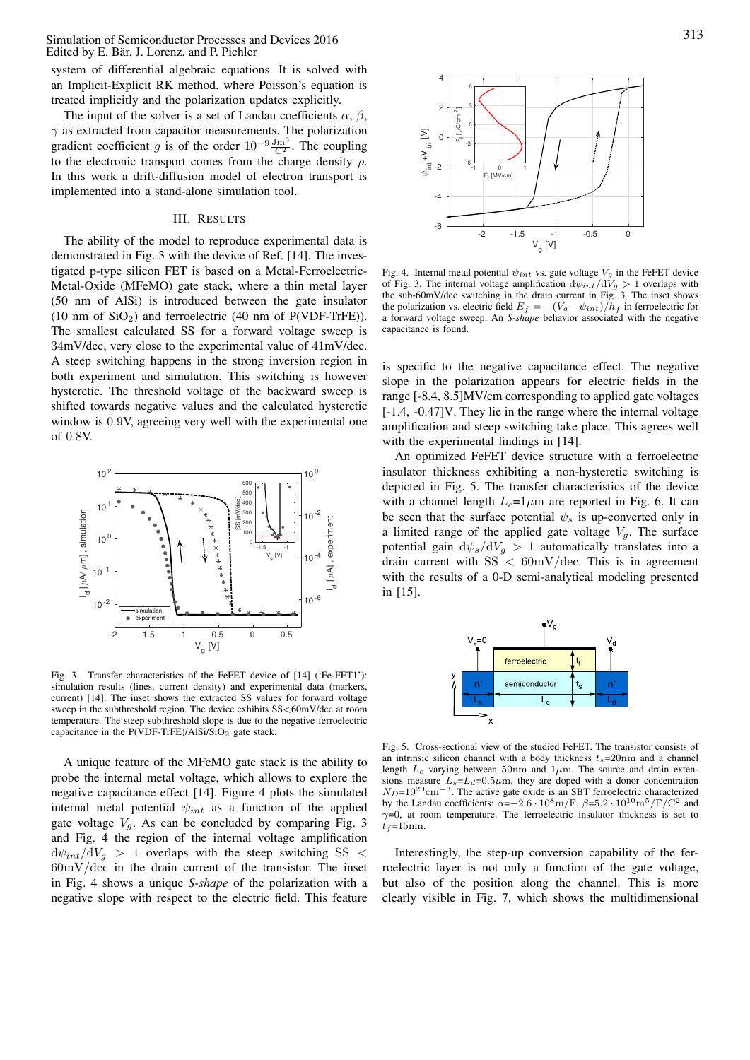system of differential algebraic equations. It is solved with an Implicit-Explicit RK method, where Poisson's equation is treated implicitly and the polarization updates explicitly.

The input of the solver is a set of Landau coefficients $\alpha$, $\beta$, $\gamma$ as extracted from capacitor measurements. The polarization gradient coefficient $g$ is of the order $10^{-9}\frac{\text{Jm}^3}{\text{C}^2}$. The coupling to the electronic transport comes from the charge density $\rho$. In this work a drift-diffusion model of electron transport is implemented into a stand-alone simulation tool.

## III. Results

The ability of the model to reproduce experimental data is demonstrated in Fig. 3 with the device of Ref. [14]. The investigated p-type silicon FET is based on a Metal-Ferroelectric-Metal-Oxide (MFeMO) gate stack, where a thin metal layer (50 nm of AlSi) is introduced between the gate insulator (10 nm of $SiO_2$) and ferroelectric (40 nm of P(VDF-TrFE)). The smallest calculated SS for a forward voltage sweep is $34\text{mV/dec}$, very close to the experimental value of $41\text{mV/dec}$. A steep switching happens in the strong inversion region in both experiment and simulation. This switching is however hysteretic. The threshold voltage of the backward sweep is shifted towards negative values and the calculated hysteretic window is $0.9$V, agreeing very well with the experimental one of $0.8$V.

Fig. 3. Transfer characteristics of the FeFET device of [14] ('Fe-FET1'): simulation results (lines, current density) and experimental data (markers, current) [14]. The inset shows the extracted SS values for forward voltage sweep in the subthreshold region. The device exhibits SS<60mV/dec at room temperature. The steep subthreshold slope is due to the negative ferroelectric capacitance in the P(VDF-TrFE)/AlSi/$SiO_2$ gate stack.

A unique feature of the MFeMO gate stack is the ability to probe the internal metal voltage, which allows to explore the negative capacitance effect [14]. Figure 4 plots the simulated internal metal potential $\psi_{int}$ as a function of the applied gate voltage $V_g$. As can be concluded by comparing Fig. 3 and Fig. 4 the region of the internal voltage amplification $\mathrm{d}\psi_{int}/\mathrm{d}V_g > 1$ overlaps with the steep switching SS $< 60\text{mV/dec}$ in the drain current of the transistor. The inset in Fig. 4 shows a unique *S-shape* of the polarization with a negative slope with respect to the electric field. This feature is specific to the negative capacitance effect. The negative slope in the polarization appears for electric fields in the range [-8.4, 8.5]MV/cm corresponding to applied gate voltages [-1.4, -0.47]V. They lie in the range where the internal voltage amplification and steep switching take place. This agrees well with the experimental findings in [14].

Fig. 4. Internal metal potential $\psi_{int}$ vs. gate voltage $V_g$ in the FeFET device of Fig. 3. The internal voltage amplification $\mathrm{d}\psi_{int}/\mathrm{d}V_g > 1$ overlaps with the sub-60mV/dec switching in the drain current in Fig. 3. The inset shows the polarization vs. electric field $E_f = -(V_g - \psi_{int})/h_f$ in ferroelectric for a forward voltage sweep. An *S-shape* behavior associated with the negative capacitance is found.

An optimized FeFET device structure with a ferroelectric insulator thickness exhibiting a non-hysteretic switching is depicted in Fig. 5. The transfer characteristics of the device with a channel length $L_c$=1$\mu$m are reported in Fig. 6. It can be seen that the surface potential $\psi_s$ is up-converted only in a limited range of the applied gate voltage $V_g$. The surface potential gain $\mathrm{d}\psi_s/\mathrm{d}V_g > 1$ automatically translates into a drain current with SS $< 60\text{mV/dec}$. This is in agreement with the results of a 0-D semi-analytical modeling presented in [15].

Fig. 5. Cross-sectional view of the studied FeFET. The transistor consists of an intrinsic silicon channel with a body thickness $t_s$=20nm and a channel length $L_c$ varying between 50nm and 1$\mu$m. The source and drain extensions measure $L_s$=$L_d$=0.5$\mu$m, they are doped with a donor concentration $N_D$=$10^{20}\text{cm}^{-3}$. The active gate oxide is an SBT ferroelectric characterized by the Landau coefficients: $\alpha$=$-2.6 \cdot 10^8$m/F, $\beta$=$5.2 \cdot 10^{10}$m$^5$/F/C$^2$ and $\gamma$=0, at room temperature. The ferroelectric insulator thickness is set to $t_f$=15nm.

Interestingly, the step-up conversion capability of the ferroelectric layer is not only a function of the gate voltage, but also of the position along the channel. This is more clearly visible in Fig. 7, which shows the multidimensional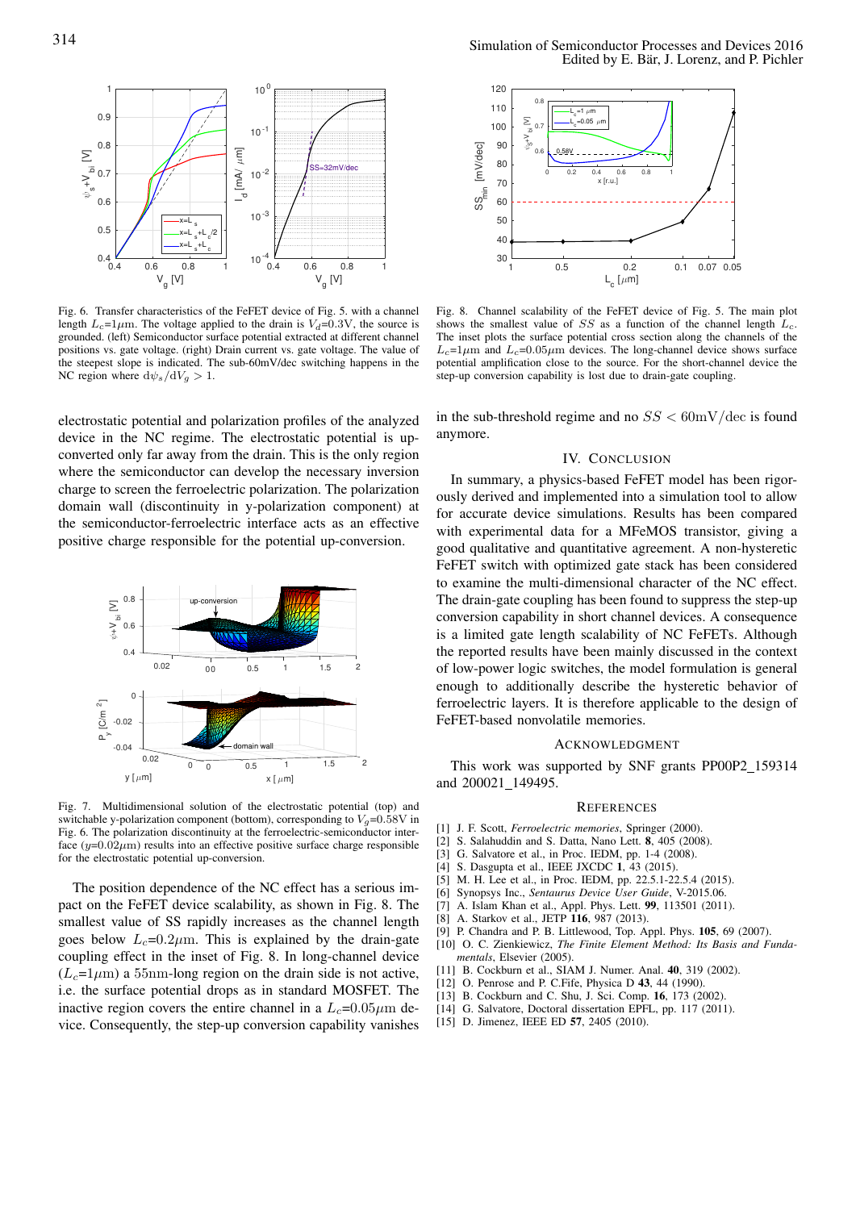x=L_s
x=L_s+L_c/2
x=L_s+L_c

$\psi_s+V_{bi}$ [V]

$V_g$ [V]

$I_d$ [mA/ $\mu$m]

SS=32mV/dec

Fig. 6. Transfer characteristics of the FeFET device of Fig. 5. with a channel length $L_c$=1$\mu$m. The voltage applied to the drain is $V_d$=0.3V, the source is grounded. (left) Semiconductor surface potential extracted at different channel positions vs. gate voltage. (right) Drain current vs. gate voltage. The value of the steepest slope is indicated. The sub-60mV/dec switching happens in the NC region where $\mathrm{d}\psi_s/\mathrm{d}V_g > 1$.

electrostatic potential and polarization profiles of the analyzed device in the NC regime. The electrostatic potential is up-converted only far away from the drain. This is the only region where the semiconductor can develop the necessary inversion charge to screen the ferroelectric polarization. The polarization domain wall (discontinuity in y-polarization component) at the semiconductor-ferroelectric interface acts as an effective positive charge responsible for the potential up-conversion.

up-conversion

$\psi+V_{bi}$ [V]

domain wall

$P_y$ [C/m$^2$]

y [$\mu$m]

x [$\mu$m]

Fig. 7. Multidimensional solution of the electrostatic potential (top) and switchable y-polarization component (bottom), corresponding to $V_g$=0.58V in Fig. 6. The polarization discontinuity at the ferroelectric-semiconductor interface ($y$=0.02$\mu$m) results into an effective positive surface charge responsible for the electrostatic potential up-conversion.

The position dependence of the NC effect has a serious impact on the FeFET device scalability, as shown in Fig. 8. The smallest value of SS rapidly increases as the channel length goes below $L_c$=0.2$\mu$m. This is explained by the drain-gate coupling effect in the inset of Fig. 8. In long-channel device ($L_c$=1$\mu$m) a 55nm-long region on the drain side is not active, i.e. the surface potential drops as in standard MOSFET. The inactive region covers the entire channel in a $L_c$=0.05$\mu$m device. Consequently, the step-up conversion capability vanishes

$SS_{min}$ [mV/dec]

$L_c$ [$\mu$m]

$L_c$=1 $\mu$m

$L_c$=0.05 $\mu$m

0.58V

x [r.u.]

$\psi_s+V_{bi}$ [V]

Fig. 8. Channel scalability of the FeFET device of Fig. 5. The main plot shows the smallest value of $SS$ as a function of the channel length $L_c$. The inset plots the surface potential cross section along the channels of the $L_c$=1$\mu$m and $L_c$=0.05$\mu$m devices. The long-channel device shows surface potential amplification close to the source. For the short-channel device the step-up conversion capability is lost due to drain-gate coupling.

in the sub-threshold regime and no $SS < 60\mathrm{mV/dec}$ is found anymore.

## IV. Conclusion

In summary, a physics-based FeFET model has been rigorously derived and implemented into a simulation tool to allow for accurate device simulations. Results has been compared with experimental data for a MFeMOS transistor, giving a good qualitative and quantitative agreement. A non-hysteretic FeFET switch with optimized gate stack has been considered to examine the multi-dimensional character of the NC effect. The drain-gate coupling has been found to suppress the step-up conversion capability in short channel devices. A consequence is a limited gate length scalability of NC FeFETs. Although the reported results have been mainly discussed in the context of low-power logic switches, the model formulation is general enough to additionally describe the hysteretic behavior of ferroelectric layers. It is therefore applicable to the design of FeFET-based nonvolatile memories.

## Acknowledgment

This work was supported by SNF grants PP00P2_159314 and 200021_149495.

## References

[1] J. F. Scott, *Ferroelectric memories*, Springer (2000).
[2] S. Salahuddin and S. Datta, Nano Lett. **8**, 405 (2008).
[3] G. Salvatore et al., in Proc. IEDM, pp. 1-4 (2008).
[4] S. Dasgupta et al., IEEE JXCDC **1**, 43 (2015).
[5] M. H. Lee et al., in Proc. IEDM, pp. 22.5.1-22.5.4 (2015).
[6] Synopsys Inc., *Sentaurus Device User Guide*, V-2015.06.
[7] A. Islam Khan et al., Appl. Phys. Lett. **99**, 113501 (2011).
[8] A. Starkov et al., JETP **116**, 987 (2013).
[9] P. Chandra and P. B. Littlewood, Top. Appl. Phys. **105**, 69 (2007).
[10] O. C. Zienkiewicz, *The Finite Element Method: Its Basis and Fundamentals*, Elsevier (2005).
[11] B. Cockburn et al., SIAM J. Numer. Anal. **40**, 319 (2002).
[12] O. Penrose and P. C.Fife, Physica D **43**, 44 (1990).
[13] B. Cockburn and C. Shu, J. Sci. Comp. **16**, 173 (2002).
[14] G. Salvatore, Doctoral dissertation EPFL, pp. 117 (2011).
[15] D. Jimenez, IEEE ED **57**, 2405 (2010).